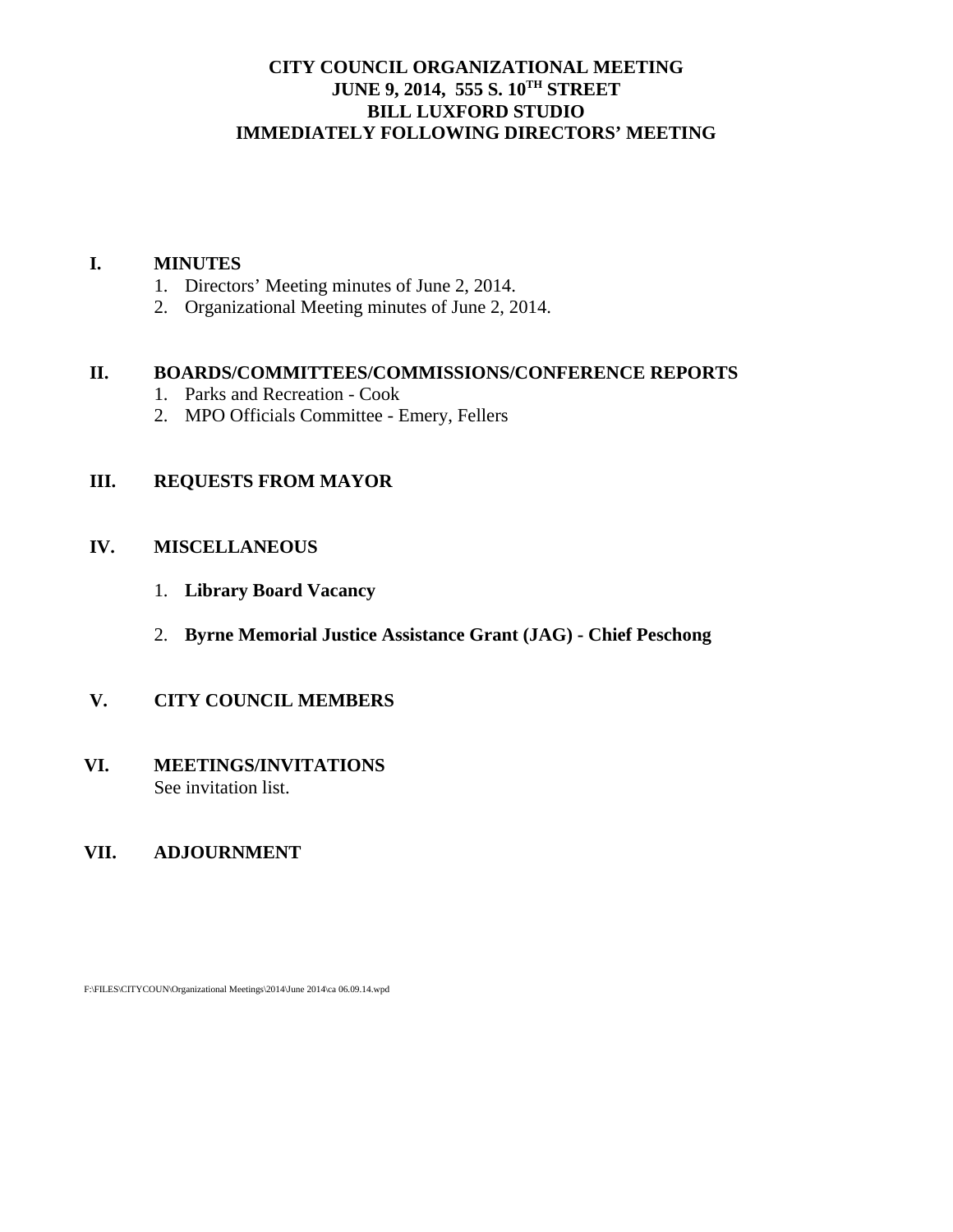# CITY COUNCIL ORGANIZATIONAL MEETING
# JUNE 9, 2014, 555 S. 10TH STREET
# BILL LUXFORD STUDIO
# IMMEDIATELY FOLLOWING DIRECTORS' MEETING

## I. MINUTES

1. Directors' Meeting minutes of June 2, 2014.
2. Organizational Meeting minutes of June 2, 2014.

## II. BOARDS/COMMITTEES/COMMISSIONS/CONFERENCE REPORTS

1. Parks and Recreation - Cook
2. MPO Officials Committee - Emery, Fellers

## III. REQUESTS FROM MAYOR

## IV. MISCELLANEOUS

1. **Library Board Vacancy**
2. **Byrne Memorial Justice Assistance Grant (JAG) - Chief Peschong**

## V. CITY COUNCIL MEMBERS

## VI. MEETINGS/INVITATIONS

See invitation list.

## VII. ADJOURNMENT

F:\FILES\CITYCOUN\Organizational Meetings\2014\June 2014\ca 06.09.14.wpd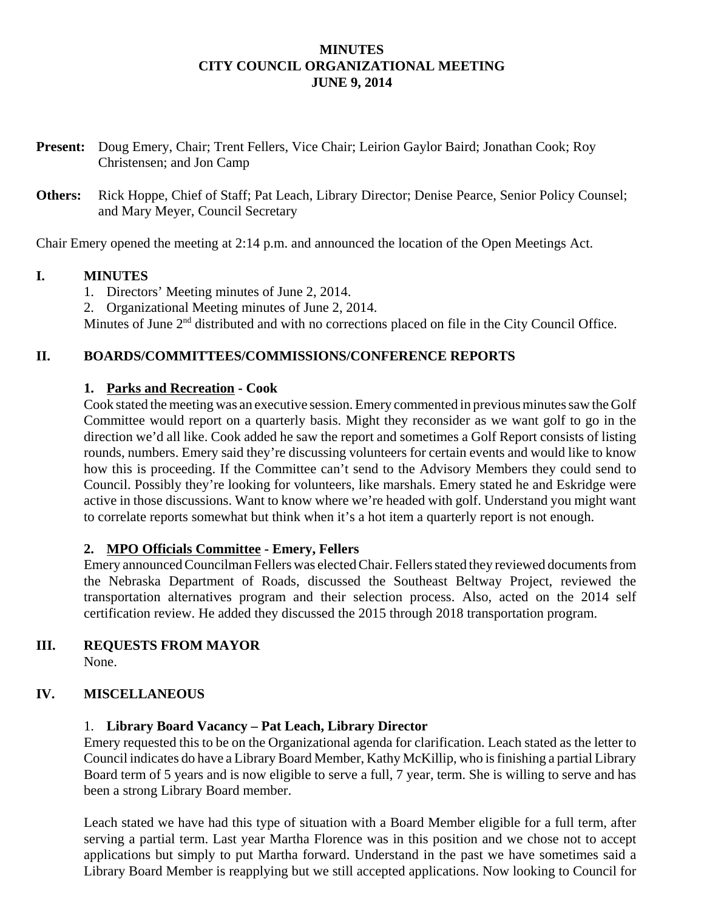# MINUTES
# CITY COUNCIL ORGANIZATIONAL MEETING
# JUNE 9, 2014

**Present:** Doug Emery, Chair; Trent Fellers, Vice Chair; Leirion Gaylor Baird; Jonathan Cook; Roy Christensen; and Jon Camp

**Others:** Rick Hoppe, Chief of Staff; Pat Leach, Library Director; Denise Pearce, Senior Policy Counsel; and Mary Meyer, Council Secretary

Chair Emery opened the meeting at 2:14 p.m. and announced the location of the Open Meetings Act.

## I. MINUTES

1. Directors' Meeting minutes of June 2, 2014.
2. Organizational Meeting minutes of June 2, 2014.

Minutes of June 2nd distributed and with no corrections placed on file in the City Council Office.

## II. BOARDS/COMMITTEES/COMMISSIONS/CONFERENCE REPORTS

### 1. Parks and Recreation - Cook

Cook stated the meeting was an executive session. Emery commented in previous minutes saw the Golf Committee would report on a quarterly basis. Might they reconsider as we want golf to go in the direction we'd all like. Cook added he saw the report and sometimes a Golf Report consists of listing rounds, numbers. Emery said they're discussing volunteers for certain events and would like to know how this is proceeding. If the Committee can't send to the Advisory Members they could send to Council. Possibly they're looking for volunteers, like marshals. Emery stated he and Eskridge were active in those discussions. Want to know where we're headed with golf. Understand you might want to correlate reports somewhat but think when it's a hot item a quarterly report is not enough.

### 2. MPO Officials Committee - Emery, Fellers

Emery announced Councilman Fellers was elected Chair. Fellers stated they reviewed documents from the Nebraska Department of Roads, discussed the Southeast Beltway Project, reviewed the transportation alternatives program and their selection process. Also, acted on the 2014 self certification review. He added they discussed the 2015 through 2018 transportation program.

## III. REQUESTS FROM MAYOR

None.

## IV. MISCELLANEOUS

### 1. Library Board Vacancy – Pat Leach, Library Director

Emery requested this to be on the Organizational agenda for clarification. Leach stated as the letter to Council indicates do have a Library Board Member, Kathy McKillip, who is finishing a partial Library Board term of 5 years and is now eligible to serve a full, 7 year, term. She is willing to serve and has been a strong Library Board member.

Leach stated we have had this type of situation with a Board Member eligible for a full term, after serving a partial term. Last year Martha Florence was in this position and we chose not to accept applications but simply to put Martha forward. Understand in the past we have sometimes said a Library Board Member is reapplying but we still accepted applications. Now looking to Council for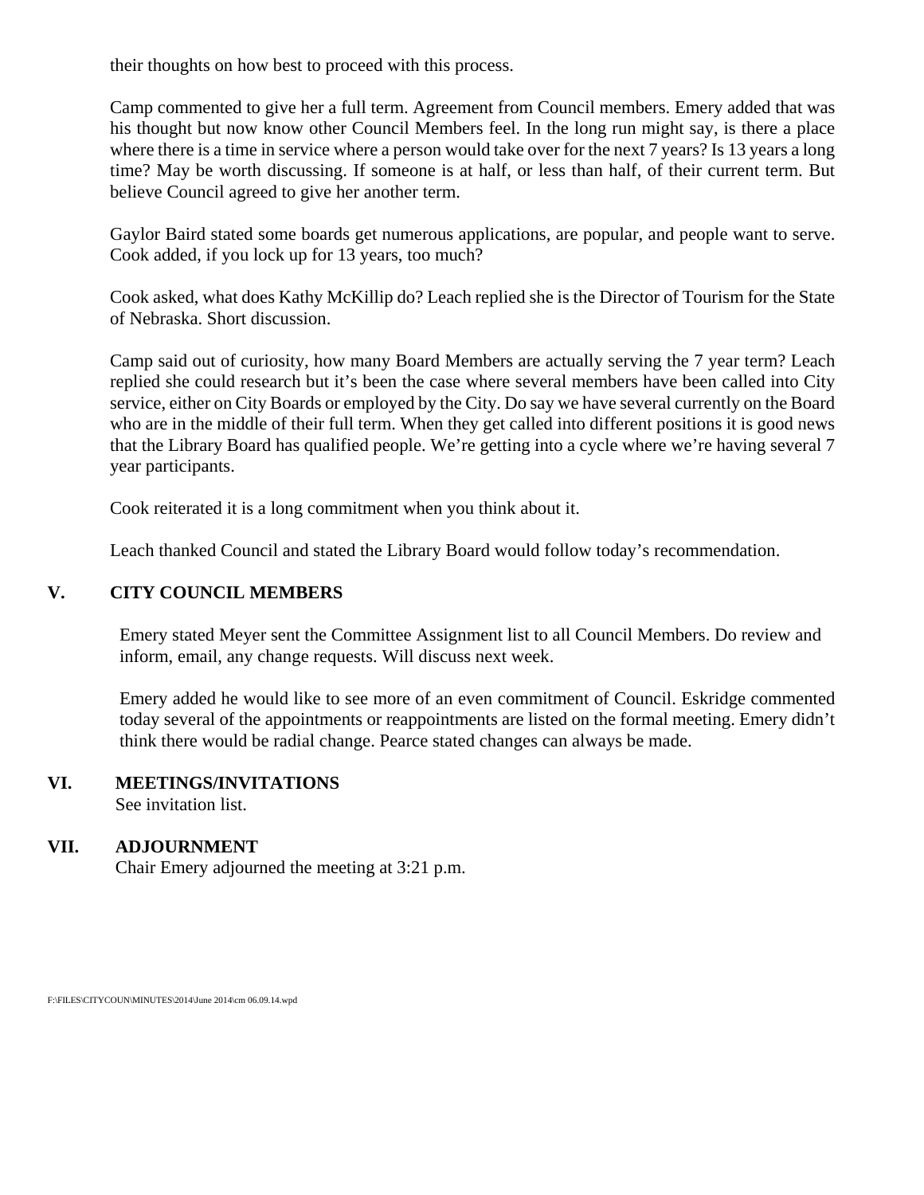their thoughts on how best to proceed with this process.

Camp commented to give her a full term. Agreement from Council members. Emery added that was his thought but now know other Council Members feel. In the long run might say, is there a place where there is a time in service where a person would take over for the next 7 years? Is 13 years a long time? May be worth discussing. If someone is at half, or less than half, of their current term. But believe Council agreed to give her another term.

Gaylor Baird stated some boards get numerous applications, are popular, and people want to serve. Cook added, if you lock up for 13 years, too much?

Cook asked, what does Kathy McKillip do? Leach replied she is the Director of Tourism for the State of Nebraska. Short discussion.

Camp said out of curiosity, how many Board Members are actually serving the 7 year term? Leach replied she could research but it's been the case where several members have been called into City service, either on City Boards or employed by the City. Do say we have several currently on the Board who are in the middle of their full term. When they get called into different positions it is good news that the Library Board has qualified people. We're getting into a cycle where we're having several 7 year participants.

Cook reiterated it is a long commitment when you think about it.

Leach thanked Council and stated the Library Board would follow today's recommendation.

## V. CITY COUNCIL MEMBERS

Emery stated Meyer sent the Committee Assignment list to all Council Members. Do review and inform, email, any change requests. Will discuss next week.

Emery added he would like to see more of an even commitment of Council. Eskridge commented today several of the appointments or reappointments are listed on the formal meeting. Emery didn't think there would be radial change. Pearce stated changes can always be made.

## VI. MEETINGS/INVITATIONS

See invitation list.

## VII. ADJOURNMENT

Chair Emery adjourned the meeting at 3:21 p.m.

F:\FILES\CITYCOUN\MINUTES\2014\June 2014\cm 06.09.14.wpd